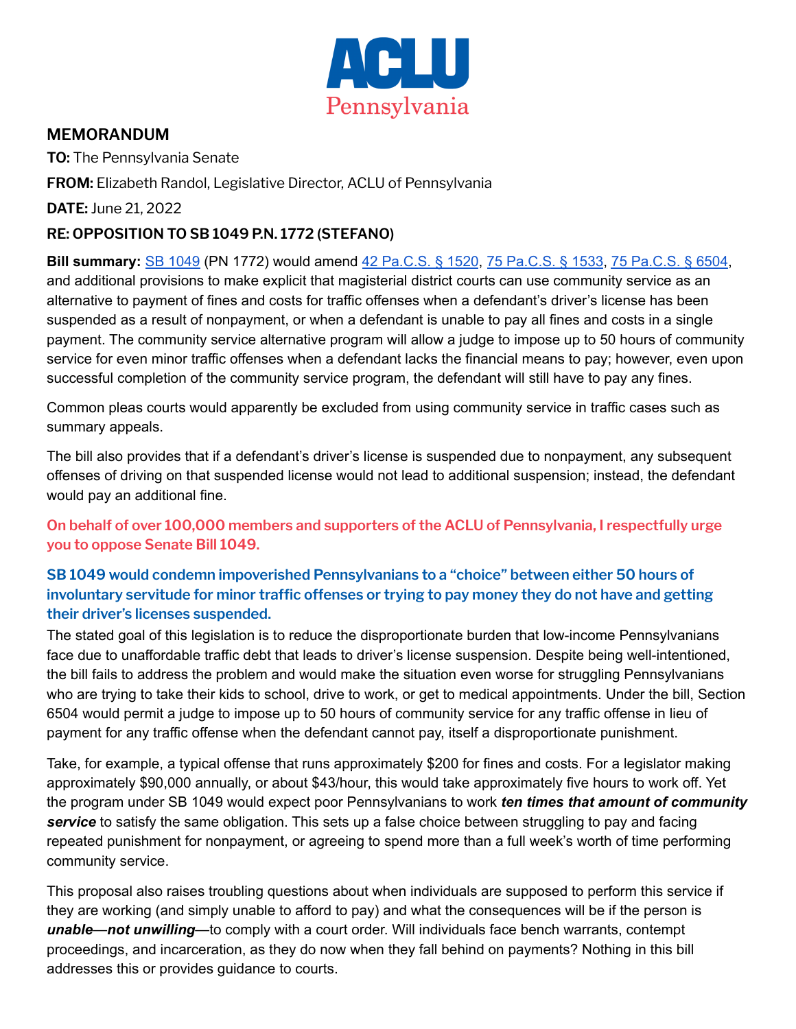ACLU Pennsylvania

## MEMORANDUM

**TO:** The Pennsylvania Senate

**FROM:** Elizabeth Randol, Legislative Director, ACLU of Pennsylvania

**DATE:** June 21, 2022

**RE: OPPOSITION TO SB 1049 P.N. 1772 (STEFANO)**

**Bill summary:** SB 1049 (PN 1772) would amend 42 Pa.C.S. § 1520, 75 Pa.C.S. § 1533, 75 Pa.C.S. § 6504, and additional provisions to make explicit that magisterial district courts can use community service as an alternative to payment of fines and costs for traffic offenses when a defendant's driver's license has been suspended as a result of nonpayment, or when a defendant is unable to pay all fines and costs in a single payment. The community service alternative program will allow a judge to impose up to 50 hours of community service for even minor traffic offenses when a defendant lacks the financial means to pay; however, even upon successful completion of the community service program, the defendant will still have to pay any fines.

Common pleas courts would apparently be excluded from using community service in traffic cases such as summary appeals.

The bill also provides that if a defendant's driver's license is suspended due to nonpayment, any subsequent offenses of driving on that suspended license would not lead to additional suspension; instead, the defendant would pay an additional fine.

**On behalf of over 100,000 members and supporters of the ACLU of Pennsylvania, I respectfully urge you to oppose Senate Bill 1049.**

### SB 1049 would condemn impoverished Pennsylvanians to a "choice" between either 50 hours of involuntary servitude for minor traffic offenses or trying to pay money they do not have and getting their driver's licenses suspended.

The stated goal of this legislation is to reduce the disproportionate burden that low-income Pennsylvanians face due to unaffordable traffic debt that leads to driver's license suspension. Despite being well-intentioned, the bill fails to address the problem and would make the situation even worse for struggling Pennsylvanians who are trying to take their kids to school, drive to work, or get to medical appointments. Under the bill, Section 6504 would permit a judge to impose up to 50 hours of community service for any traffic offense in lieu of payment for any traffic offense when the defendant cannot pay, itself a disproportionate punishment.

Take, for example, a typical offense that runs approximately $200 for fines and costs. For a legislator making approximately $90,000 annually, or about $43/hour, this would take approximately five hours to work off. Yet the program under SB 1049 would expect poor Pennsylvanians to work ***ten times that amount of community service*** to satisfy the same obligation. This sets up a false choice between struggling to pay and facing repeated punishment for nonpayment, or agreeing to spend more than a full week's worth of time performing community service.

This proposal also raises troubling questions about when individuals are supposed to perform this service if they are working (and simply unable to afford to pay) and what the consequences will be if the person is ***unable***—***not unwilling***—to comply with a court order. Will individuals face bench warrants, contempt proceedings, and incarceration, as they do now when they fall behind on payments? Nothing in this bill addresses this or provides guidance to courts.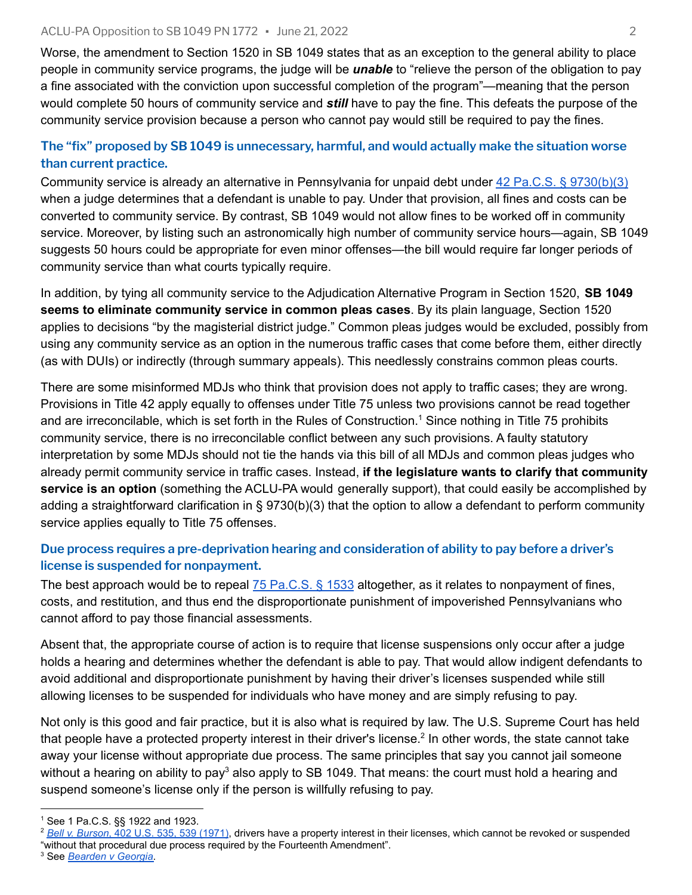Worse, the amendment to Section 1520 in SB 1049 states that as an exception to the general ability to place people in community service programs, the judge will be ***unable*** to "relieve the person of the obligation to pay a fine associated with the conviction upon successful completion of the program"—meaning that the person would complete 50 hours of community service and ***still*** have to pay the fine. This defeats the purpose of the community service provision because a person who cannot pay would still be required to pay the fines.

### The "fix" proposed by SB 1049 is unnecessary, harmful, and would actually make the situation worse than current practice.

Community service is already an alternative in Pennsylvania for unpaid debt under 42 Pa.C.S. § 9730(b)(3) when a judge determines that a defendant is unable to pay. Under that provision, all fines and costs can be converted to community service. By contrast, SB 1049 would not allow fines to be worked off in community service. Moreover, by listing such an astronomically high number of community service hours—again, SB 1049 suggests 50 hours could be appropriate for even minor offenses—the bill would require far longer periods of community service than what courts typically require.

In addition, by tying all community service to the Adjudication Alternative Program in Section 1520, **SB 1049 seems to eliminate community service in common pleas cases**. By its plain language, Section 1520 applies to decisions "by the magisterial district judge." Common pleas judges would be excluded, possibly from using any community service as an option in the numerous traffic cases that come before them, either directly (as with DUIs) or indirectly (through summary appeals). This needlessly constrains common pleas courts.

There are some misinformed MDJs who think that provision does not apply to traffic cases; they are wrong. Provisions in Title 42 apply equally to offenses under Title 75 unless two provisions cannot be read together and are irreconcilable, which is set forth in the Rules of Construction.[1] Since nothing in Title 75 prohibits community service, there is no irreconcilable conflict between any such provisions. A faulty statutory interpretation by some MDJs should not tie the hands via this bill of all MDJs and common pleas judges who already permit community service in traffic cases. Instead, **if the legislature wants to clarify that community service is an option** (something the ACLU-PA would generally support), that could easily be accomplished by adding a straightforward clarification in § 9730(b)(3) that the option to allow a defendant to perform community service applies equally to Title 75 offenses.

### Due process requires a pre-deprivation hearing and consideration of ability to pay before a driver's license is suspended for nonpayment.

The best approach would be to repeal 75 Pa.C.S. § 1533 altogether, as it relates to nonpayment of fines, costs, and restitution, and thus end the disproportionate punishment of impoverished Pennsylvanians who cannot afford to pay those financial assessments.

Absent that, the appropriate course of action is to require that license suspensions only occur after a judge holds a hearing and determines whether the defendant is able to pay. That would allow indigent defendants to avoid additional and disproportionate punishment by having their driver's licenses suspended while still allowing licenses to be suspended for individuals who have money and are simply refusing to pay.

Not only is this good and fair practice, but it is also what is required by law. The U.S. Supreme Court has held that people have a protected property interest in their driver's license.[2] In other words, the state cannot take away your license without appropriate due process. The same principles that say you cannot jail someone without a hearing on ability to pay[3] also apply to SB 1049. That means: the court must hold a hearing and suspend someone's license only if the person is willfully refusing to pay.

---

[1] See 1 Pa.C.S. §§ 1922 and 1923.

[2] *Bell v. Burson*, 402 U.S. 535, 539 (1971), drivers have a property interest in their licenses, which cannot be revoked or suspended "without that procedural due process required by the Fourteenth Amendment".

[3] See *Bearden v Georgia*.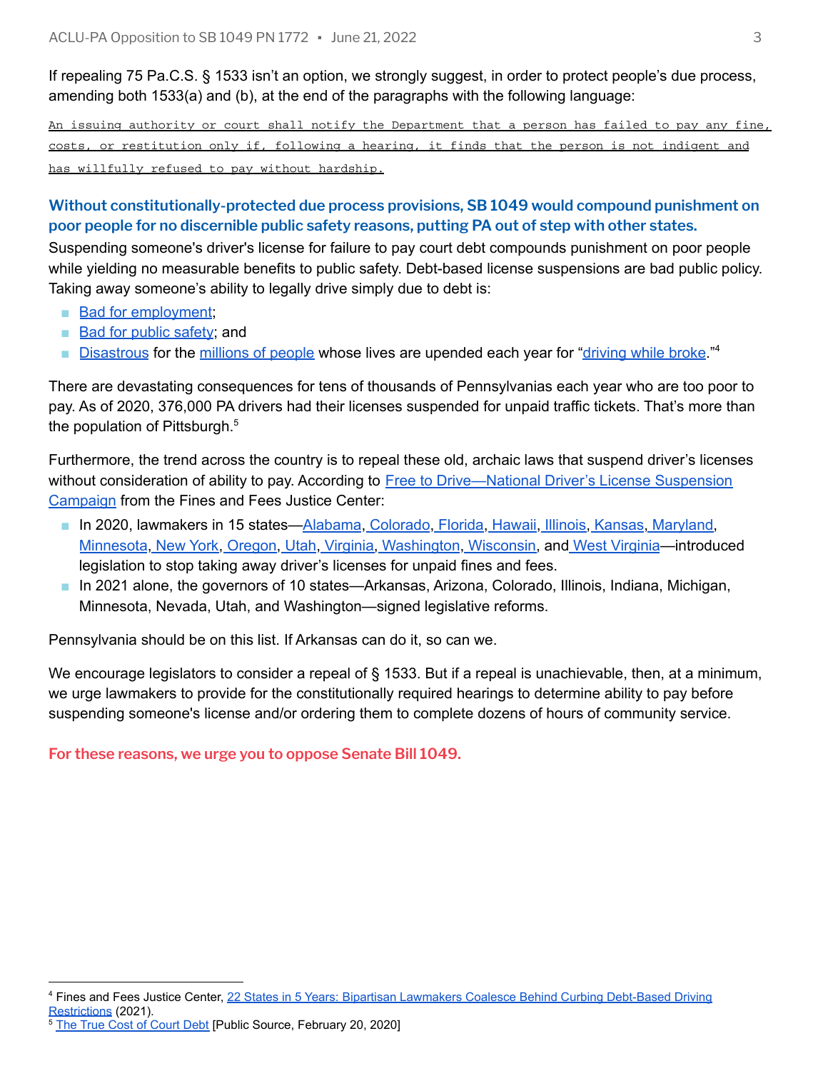If repealing 75 Pa.C.S. § 1533 isn't an option, we strongly suggest, in order to protect people's due process, amending both 1533(a) and (b), at the end of the paragraphs with the following language:

An issuing authority or court shall notify the Department that a person has failed to pay any fine, costs, or restitution only if, following a hearing, it finds that the person is not indigent and has willfully refused to pay without hardship.

### Without constitutionally-protected due process provisions, SB 1049 would compound punishment on poor people for no discernible public safety reasons, putting PA out of step with other states.

Suspending someone's driver's license for failure to pay court debt compounds punishment on poor people while yielding no measurable benefits to public safety. Debt-based license suspensions are bad public policy. Taking away someone's ability to legally drive simply due to debt is:

- Bad for employment;
- Bad for public safety; and
- Disastrous for the millions of people whose lives are upended each year for "driving while broke."[4]

There are devastating consequences for tens of thousands of Pennsylvanias each year who are too poor to pay. As of 2020, 376,000 PA drivers had their licenses suspended for unpaid traffic tickets. That's more than the population of Pittsburgh.[5]

Furthermore, the trend across the country is to repeal these old, archaic laws that suspend driver's licenses without consideration of ability to pay. According to Free to Drive—National Driver's License Suspension Campaign from the Fines and Fees Justice Center:

- In 2020, lawmakers in 15 states—Alabama, Colorado, Florida, Hawaii, Illinois, Kansas, Maryland, Minnesota, New York, Oregon, Utah, Virginia, Washington, Wisconsin, and West Virginia—introduced legislation to stop taking away driver's licenses for unpaid fines and fees.
- In 2021 alone, the governors of 10 states—Arkansas, Arizona, Colorado, Illinois, Indiana, Michigan, Minnesota, Nevada, Utah, and Washington—signed legislative reforms.

Pennsylvania should be on this list. If Arkansas can do it, so can we.

We encourage legislators to consider a repeal of § 1533. But if a repeal is unachievable, then, at a minimum, we urge lawmakers to provide for the constitutionally required hearings to determine ability to pay before suspending someone's license and/or ordering them to complete dozens of hours of community service.

**For these reasons, we urge you to oppose Senate Bill 1049.**

---

[4] Fines and Fees Justice Center, 22 States in 5 Years: Bipartisan Lawmakers Coalesce Behind Curbing Debt-Based Driving Restrictions (2021).

[5] The True Cost of Court Debt [Public Source, February 20, 2020]